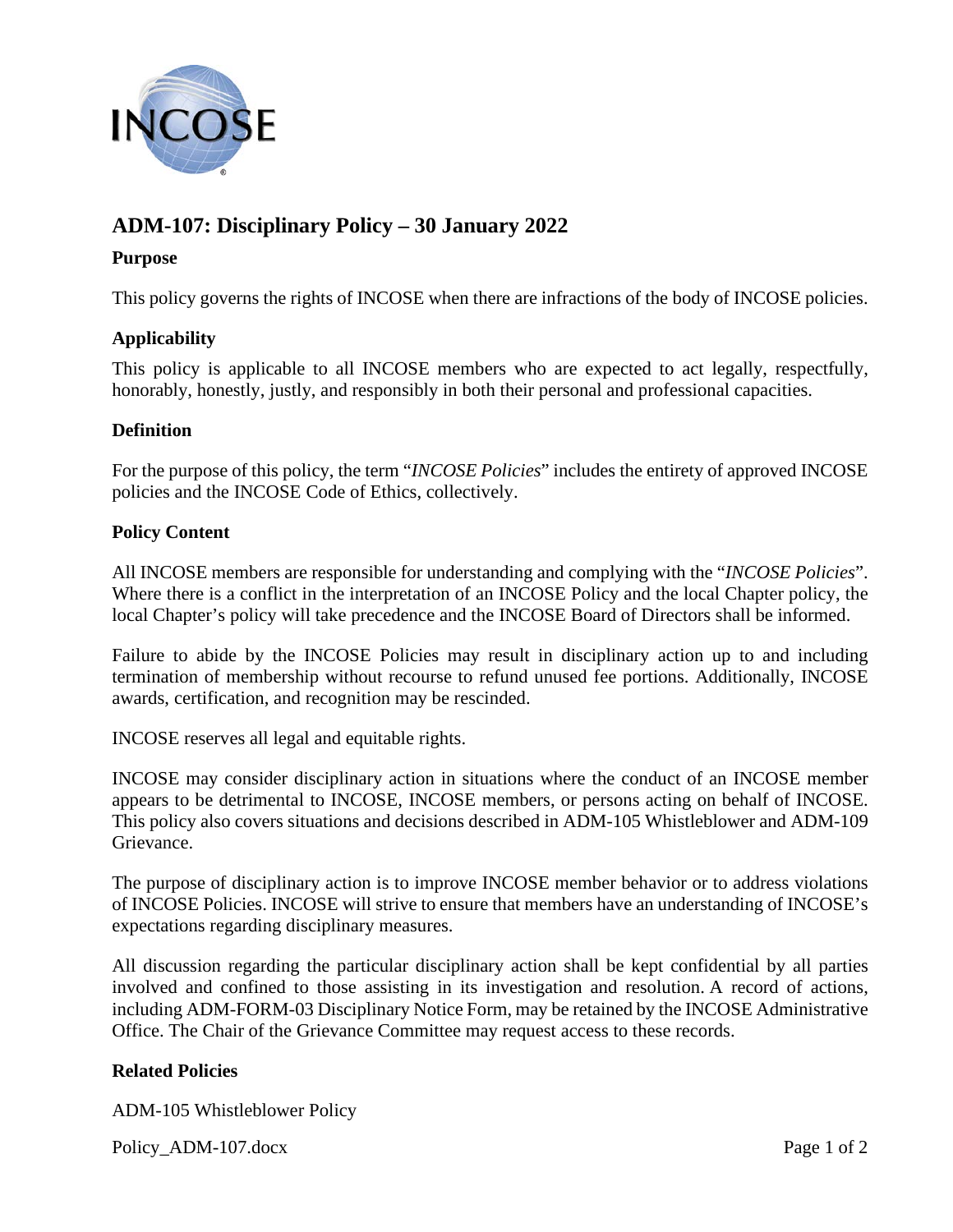# ADM-107: Disciplinary Policy – 30 January 2022

## Purpose

This policy governs the rights of INCOSE when there are infractions of the body of INCOSE policies.

## Applicability

This policy is applicable to all INCOSE members who are expected to act legally, respectfully, honorably, honestly, justly, and responsibly in both their personal and professional capacities.

## Definition

For the purpose of this policy, the term "*INCOSE Policies*" includes the entirety of approved INCOSE policies and the INCOSE Code of Ethics, collectively.

## Policy Content

All INCOSE members are responsible for understanding and complying with the "*INCOSE Policies*". Where there is a conflict in the interpretation of an INCOSE Policy and the local Chapter policy, the local Chapter's policy will take precedence and the INCOSE Board of Directors shall be informed.

Failure to abide by the INCOSE Policies may result in disciplinary action up to and including termination of membership without recourse to refund unused fee portions. Additionally, INCOSE awards, certification, and recognition may be rescinded.

INCOSE reserves all legal and equitable rights.

INCOSE may consider disciplinary action in situations where the conduct of an INCOSE member appears to be detrimental to INCOSE, INCOSE members, or persons acting on behalf of INCOSE. This policy also covers situations and decisions described in ADM-105 Whistleblower and ADM-109 Grievance.

The purpose of disciplinary action is to improve INCOSE member behavior or to address violations of INCOSE Policies. INCOSE will strive to ensure that members have an understanding of INCOSE's expectations regarding disciplinary measures.

All discussion regarding the particular disciplinary action shall be kept confidential by all parties involved and confined to those assisting in its investigation and resolution. A record of actions, including ADM-FORM-03 Disciplinary Notice Form, may be retained by the INCOSE Administrative Office. The Chair of the Grievance Committee may request access to these records.

## Related Policies

ADM-105 Whistleblower Policy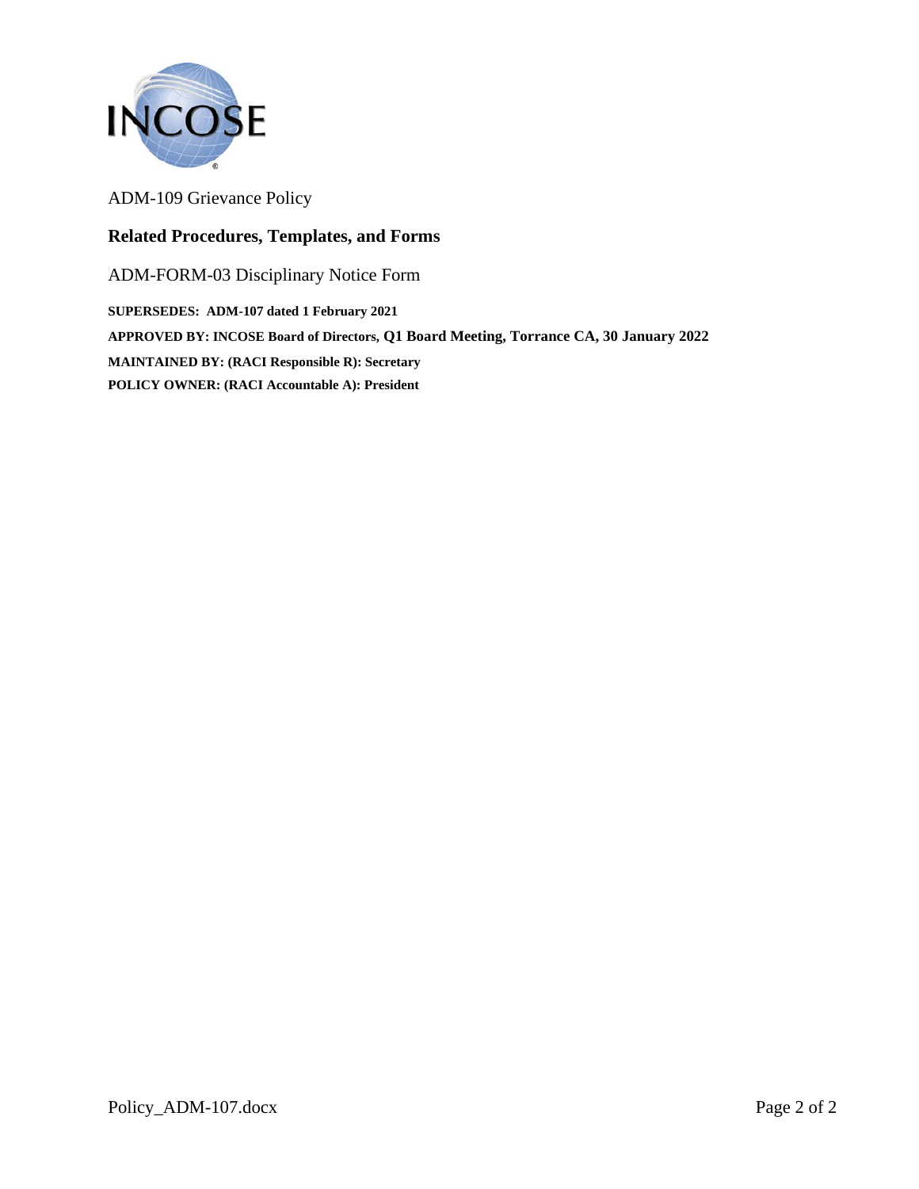ADM-109 Grievance Policy

## Related Procedures, Templates, and Forms

ADM-FORM-03 Disciplinary Notice Form

**SUPERSEDES: ADM-107 dated 1 February 2021**

**APPROVED BY: INCOSE Board of Directors, Q1 Board Meeting, Torrance CA, 30 January 2022**

**MAINTAINED BY: (RACI Responsible R): Secretary**

**POLICY OWNER: (RACI Accountable A): President**